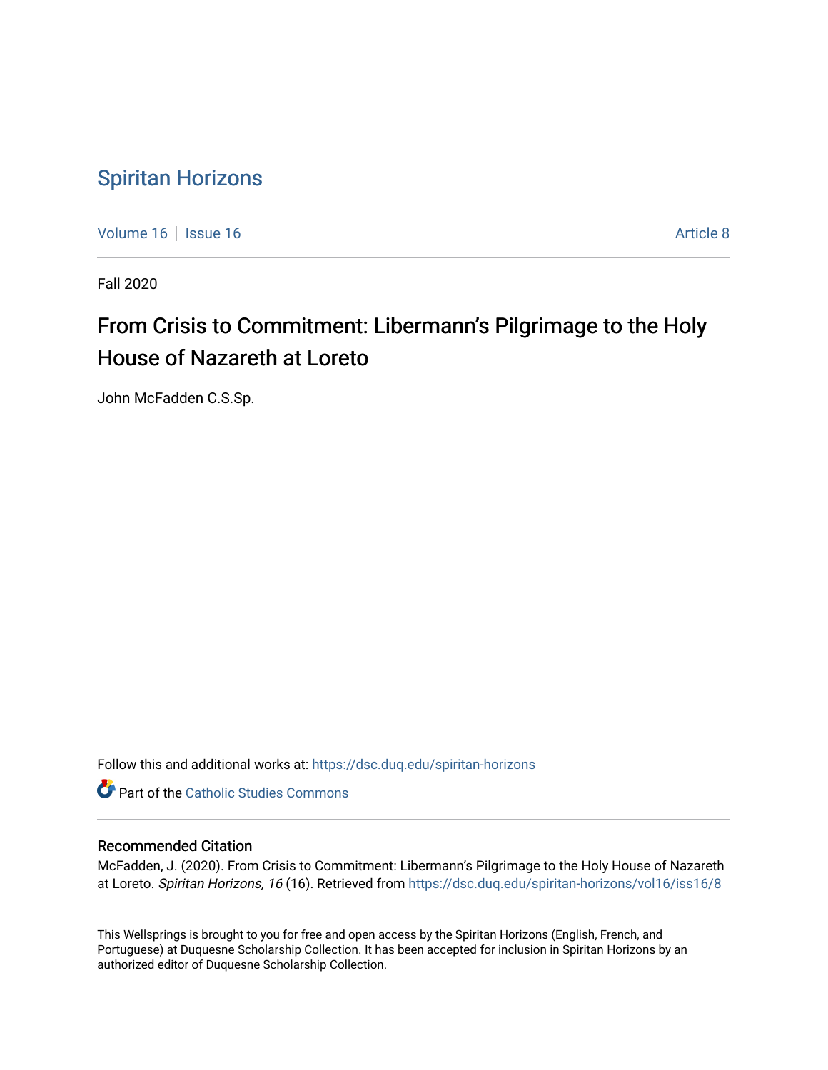# Spiritan Horizons

Volume 16 | Issue 16 | Article 8

Fall 2020

## From Crisis to Commitment: Libermann's Pilgrimage to the Holy House of Nazareth at Loreto

John McFadden C.S.Sp.

Follow this and additional works at: https://dsc.duq.edu/spiritan-horizons

Part of the Catholic Studies Commons

### Recommended Citation

McFadden, J. (2020). From Crisis to Commitment: Libermann's Pilgrimage to the Holy House of Nazareth at Loreto. *Spiritan Horizons, 16* (16). Retrieved from https://dsc.duq.edu/spiritan-horizons/vol16/iss16/8

This Wellsprings is brought to you for free and open access by the Spiritan Horizons (English, French, and Portuguese) at Duquesne Scholarship Collection. It has been accepted for inclusion in Spiritan Horizons by an authorized editor of Duquesne Scholarship Collection.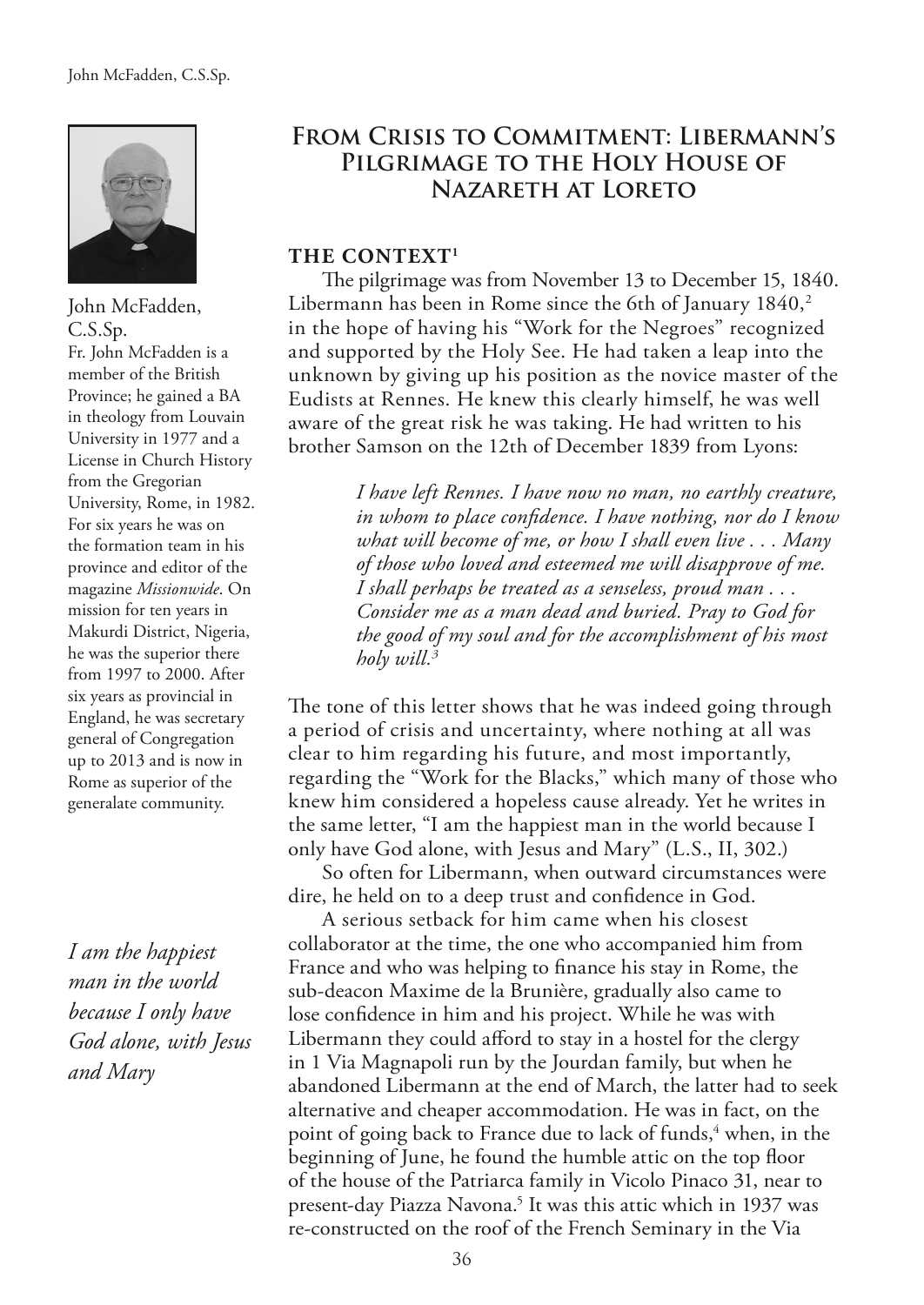# From Crisis to Commitment: Libermann's Pilgrimage to the Holy House of Nazareth at Loreto

John McFadden, C.S.Sp.

Fr. John McFadden is a member of the British Province; he gained a BA in theology from Louvain University in 1977 and a License in Church History from the Gregorian University, Rome, in 1982. For six years he was on the formation team in his province and editor of the magazine *Missionwide*. On mission for ten years in Makurdi District, Nigeria, he was the superior there from 1997 to 2000. After six years as provincial in England, he was secretary general of Congregation up to 2013 and is now in Rome as superior of the generalate community.

## The Context[1]

The pilgrimage was from November 13 to December 15, 1840. Libermann has been in Rome since the 6th of January 1840,[2] in the hope of having his "Work for the Negroes" recognized and supported by the Holy See. He had taken a leap into the unknown by giving up his position as the novice master of the Eudists at Rennes. He knew this clearly himself, he was well aware of the great risk he was taking. He had written to his brother Samson on the 12th of December 1839 from Lyons:

> *I have left Rennes. I have now no man, no earthly creature, in whom to place confidence. I have nothing, nor do I know what will become of me, or how I shall even live . . . Many of those who loved and esteemed me will disapprove of me. I shall perhaps be treated as a senseless, proud man . . . Consider me as a man dead and buried. Pray to God for the good of my soul and for the accomplishment of his most holy will.*[3]

The tone of this letter shows that he was indeed going through a period of crisis and uncertainty, where nothing at all was clear to him regarding his future, and most importantly, regarding the "Work for the Blacks," which many of those who knew him considered a hopeless cause already. Yet he writes in the same letter, "I am the happiest man in the world because I only have God alone, with Jesus and Mary" (L.S., II, 302.)

*I am the happiest man in the world because I only have God alone, with Jesus and Mary*

So often for Libermann, when outward circumstances were dire, he held on to a deep trust and confidence in God.

A serious setback for him came when his closest collaborator at the time, the one who accompanied him from France and who was helping to finance his stay in Rome, the sub-deacon Maxime de la Brunière, gradually also came to lose confidence in him and his project. While he was with Libermann they could afford to stay in a hostel for the clergy in 1 Via Magnapoli run by the Jourdan family, but when he abandoned Libermann at the end of March, the latter had to seek alternative and cheaper accommodation. He was in fact, on the point of going back to France due to lack of funds,[4] when, in the beginning of June, he found the humble attic on the top floor of the house of the Patriarca family in Vicolo Pinaco 31, near to present-day Piazza Navona.[5] It was this attic which in 1937 was re-constructed on the roof of the French Seminary in the Via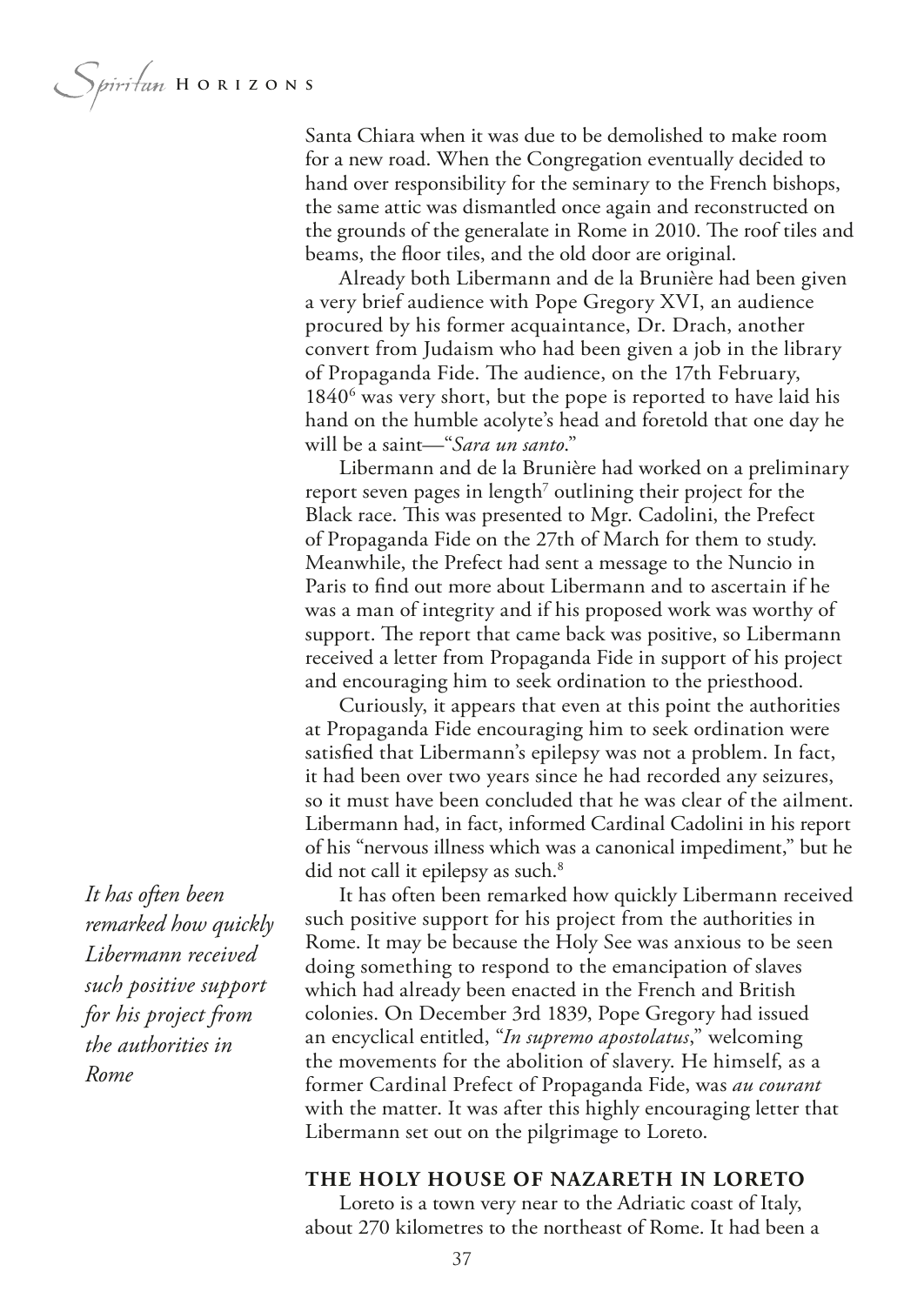Santa Chiara when it was due to be demolished to make room for a new road. When the Congregation eventually decided to hand over responsibility for the seminary to the French bishops, the same attic was dismantled once again and reconstructed on the grounds of the generalate in Rome in 2010. The roof tiles and beams, the floor tiles, and the old door are original.

Already both Libermann and de la Brunière had been given a very brief audience with Pope Gregory XVI, an audience procured by his former acquaintance, Dr. Drach, another convert from Judaism who had been given a job in the library of Propaganda Fide. The audience, on the 17th February, 1840[6] was very short, but the pope is reported to have laid his hand on the humble acolyte's head and foretold that one day he will be a saint—"*Sara un santo*."

Libermann and de la Brunière had worked on a preliminary report seven pages in length[7] outlining their project for the Black race. This was presented to Mgr. Cadolini, the Prefect of Propaganda Fide on the 27th of March for them to study. Meanwhile, the Prefect had sent a message to the Nuncio in Paris to find out more about Libermann and to ascertain if he was a man of integrity and if his proposed work was worthy of support. The report that came back was positive, so Libermann received a letter from Propaganda Fide in support of his project and encouraging him to seek ordination to the priesthood.

Curiously, it appears that even at this point the authorities at Propaganda Fide encouraging him to seek ordination were satisfied that Libermann's epilepsy was not a problem. In fact, it had been over two years since he had recorded any seizures, so it must have been concluded that he was clear of the ailment. Libermann had, in fact, informed Cardinal Cadolini in his report of his "nervous illness which was a canonical impediment," but he did not call it epilepsy as such.[8]

*It has often been remarked how quickly Libermann received such positive support for his project from the authorities in Rome*

It has often been remarked how quickly Libermann received such positive support for his project from the authorities in Rome. It may be because the Holy See was anxious to be seen doing something to respond to the emancipation of slaves which had already been enacted in the French and British colonies. On December 3rd 1839, Pope Gregory had issued an encyclical entitled, "*In supremo apostolatus*," welcoming the movements for the abolition of slavery. He himself, as a former Cardinal Prefect of Propaganda Fide, was *au courant* with the matter. It was after this highly encouraging letter that Libermann set out on the pilgrimage to Loreto.

## THE HOLY HOUSE OF NAZARETH IN LORETO

Loreto is a town very near to the Adriatic coast of Italy, about 270 kilometres to the northeast of Rome. It had been a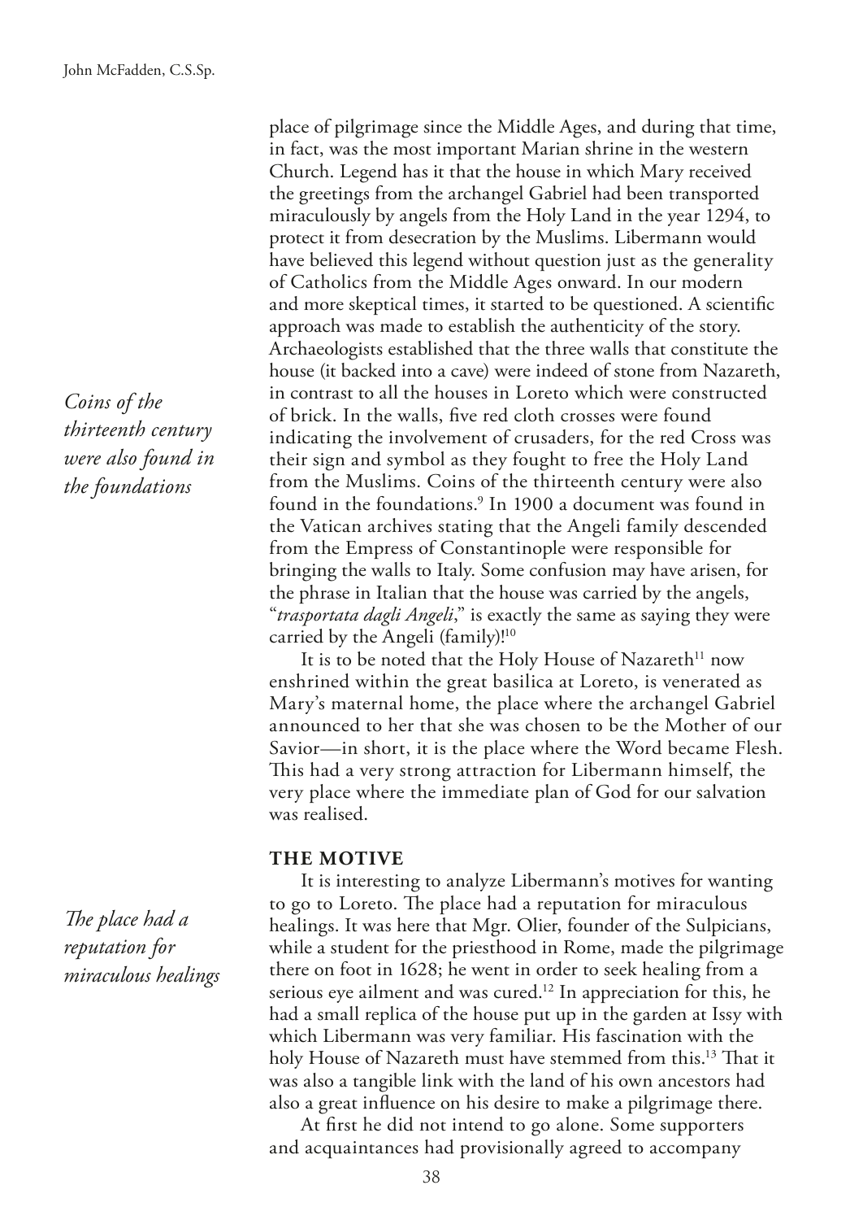place of pilgrimage since the Middle Ages, and during that time, in fact, was the most important Marian shrine in the western Church. Legend has it that the house in which Mary received the greetings from the archangel Gabriel had been transported miraculously by angels from the Holy Land in the year 1294, to protect it from desecration by the Muslims. Libermann would have believed this legend without question just as the generality of Catholics from the Middle Ages onward. In our modern and more skeptical times, it started to be questioned. A scientific approach was made to establish the authenticity of the story. Archaeologists established that the three walls that constitute the house (it backed into a cave) were indeed of stone from Nazareth, in contrast to all the houses in Loreto which were constructed of brick. In the walls, five red cloth crosses were found indicating the involvement of crusaders, for the red Cross was their sign and symbol as they fought to free the Holy Land from the Muslims. Coins of the thirteenth century were also found in the foundations.[9] In 1900 a document was found in the Vatican archives stating that the Angeli family descended from the Empress of Constantinople were responsible for bringing the walls to Italy. Some confusion may have arisen, for the phrase in Italian that the house was carried by the angels, "*trasportata dagli Angeli*," is exactly the same as saying they were carried by the Angeli (family)![10]

*Coins of the thirteenth century were also found in the foundations*

It is to be noted that the Holy House of Nazareth[11] now enshrined within the great basilica at Loreto, is venerated as Mary's maternal home, the place where the archangel Gabriel announced to her that she was chosen to be the Mother of our Savior—in short, it is the place where the Word became Flesh. This had a very strong attraction for Libermann himself, the very place where the immediate plan of God for our salvation was realised.

## THE MOTIVE

It is interesting to analyze Libermann's motives for wanting to go to Loreto. The place had a reputation for miraculous healings. It was here that Mgr. Olier, founder of the Sulpicians, while a student for the priesthood in Rome, made the pilgrimage there on foot in 1628; he went in order to seek healing from a serious eye ailment and was cured.[12] In appreciation for this, he had a small replica of the house put up in the garden at Issy with which Libermann was very familiar. His fascination with the holy House of Nazareth must have stemmed from this.[13] That it was also a tangible link with the land of his own ancestors had also a great influence on his desire to make a pilgrimage there.

*The place had a reputation for miraculous healings*

At first he did not intend to go alone. Some supporters and acquaintances had provisionally agreed to accompany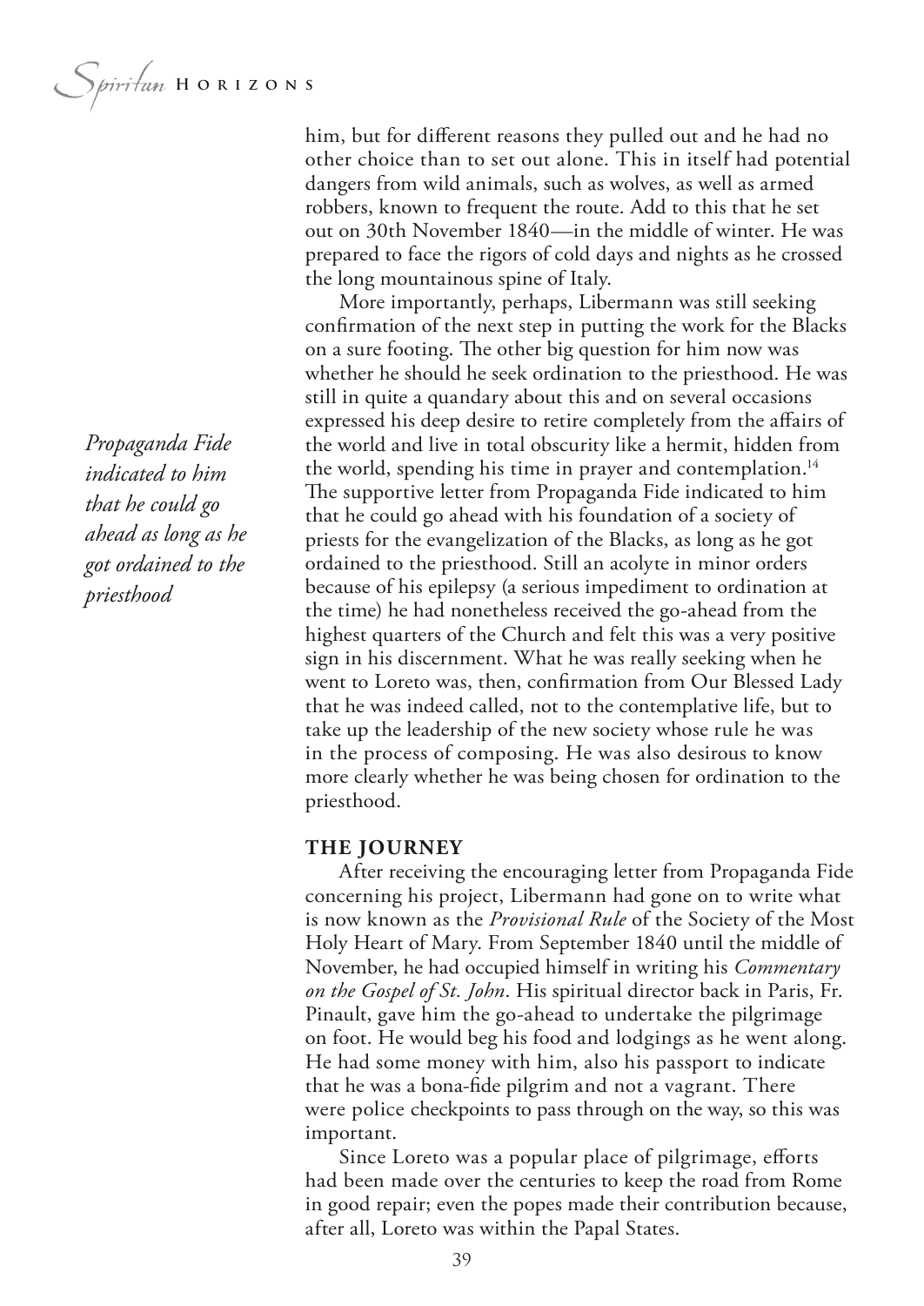him, but for different reasons they pulled out and he had no other choice than to set out alone. This in itself had potential dangers from wild animals, such as wolves, as well as armed robbers, known to frequent the route. Add to this that he set out on 30th November 1840—in the middle of winter. He was prepared to face the rigors of cold days and nights as he crossed the long mountainous spine of Italy.

*Propaganda Fide indicated to him that he could go ahead as long as he got ordained to the priesthood*

More importantly, perhaps, Libermann was still seeking confirmation of the next step in putting the work for the Blacks on a sure footing. The other big question for him now was whether he should he seek ordination to the priesthood. He was still in quite a quandary about this and on several occasions expressed his deep desire to retire completely from the affairs of the world and live in total obscurity like a hermit, hidden from the world, spending his time in prayer and contemplation.[14] The supportive letter from Propaganda Fide indicated to him that he could go ahead with his foundation of a society of priests for the evangelization of the Blacks, as long as he got ordained to the priesthood. Still an acolyte in minor orders because of his epilepsy (a serious impediment to ordination at the time) he had nonetheless received the go-ahead from the highest quarters of the Church and felt this was a very positive sign in his discernment. What he was really seeking when he went to Loreto was, then, confirmation from Our Blessed Lady that he was indeed called, not to the contemplative life, but to take up the leadership of the new society whose rule he was in the process of composing. He was also desirous to know more clearly whether he was being chosen for ordination to the priesthood.

## THE JOURNEY

After receiving the encouraging letter from Propaganda Fide concerning his project, Libermann had gone on to write what is now known as the *Provisional Rule* of the Society of the Most Holy Heart of Mary. From September 1840 until the middle of November, he had occupied himself in writing his *Commentary on the Gospel of St. John*. His spiritual director back in Paris, Fr. Pinault, gave him the go-ahead to undertake the pilgrimage on foot. He would beg his food and lodgings as he went along. He had some money with him, also his passport to indicate that he was a bona-fide pilgrim and not a vagrant. There were police checkpoints to pass through on the way, so this was important.

Since Loreto was a popular place of pilgrimage, efforts had been made over the centuries to keep the road from Rome in good repair; even the popes made their contribution because, after all, Loreto was within the Papal States.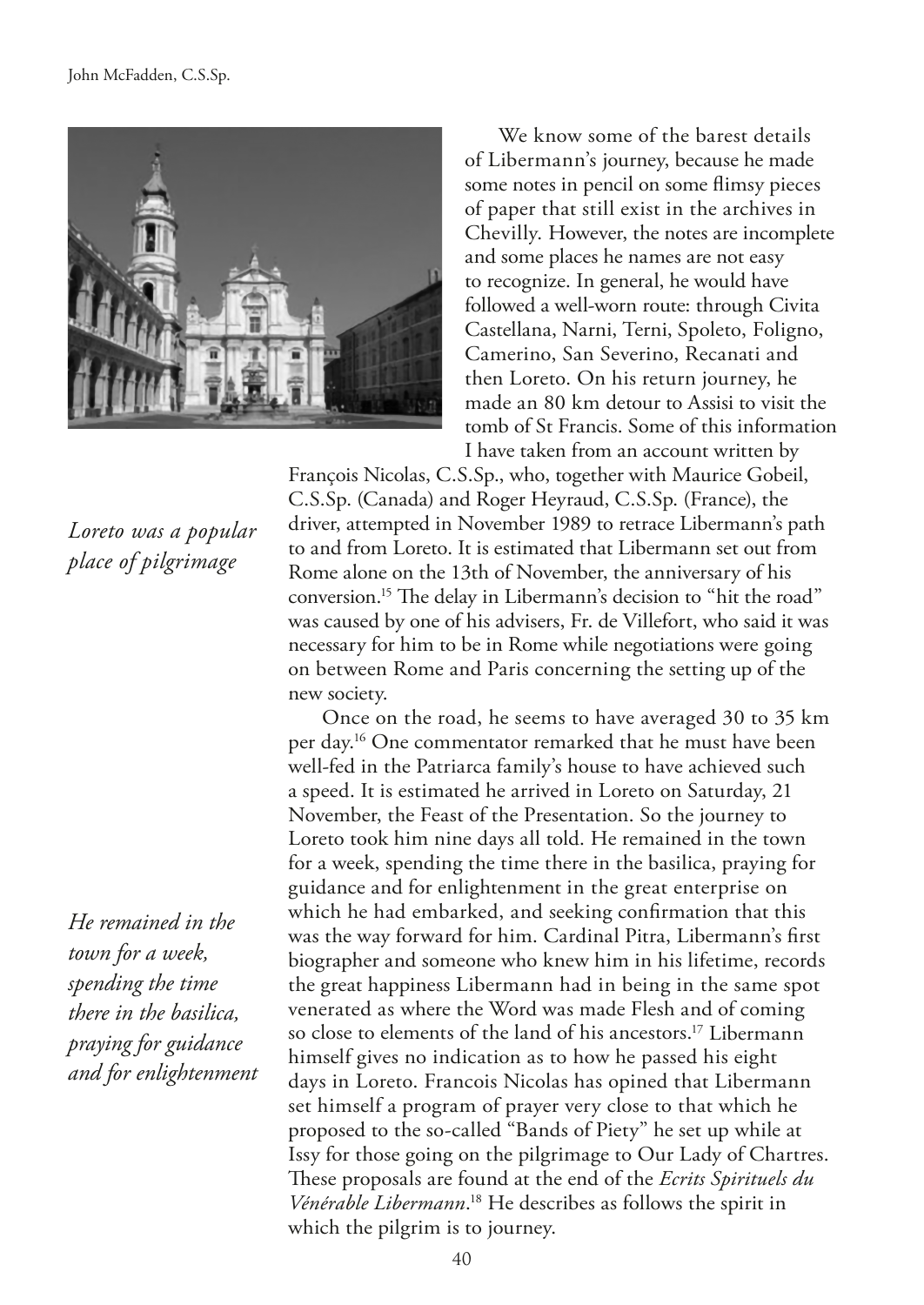We know some of the barest details of Libermann's journey, because he made some notes in pencil on some flimsy pieces of paper that still exist in the archives in Chevilly. However, the notes are incomplete and some places he names are not easy to recognize. In general, he would have followed a well-worn route: through Civita Castellana, Narni, Terni, Spoleto, Foligno, Camerino, San Severino, Recanati and then Loreto. On his return journey, he made an 80 km detour to Assisi to visit the tomb of St Francis. Some of this information I have taken from an account written by François Nicolas, C.S.Sp., who, together with Maurice Gobeil, C.S.Sp. (Canada) and Roger Heyraud, C.S.Sp. (France), the driver, attempted in November 1989 to retrace Libermann's path to and from Loreto. It is estimated that Libermann set out from Rome alone on the 13th of November, the anniversary of his conversion.[15] The delay in Libermann's decision to "hit the road" was caused by one of his advisers, Fr. de Villefort, who said it was necessary for him to be in Rome while negotiations were going on between Rome and Paris concerning the setting up of the new society.

*Loreto was a popular place of pilgrimage*

Once on the road, he seems to have averaged 30 to 35 km per day.[16] One commentator remarked that he must have been well-fed in the Patriarca family's house to have achieved such a speed. It is estimated he arrived in Loreto on Saturday, 21 November, the Feast of the Presentation. So the journey to Loreto took him nine days all told. He remained in the town for a week, spending the time there in the basilica, praying for guidance and for enlightenment in the great enterprise on which he had embarked, and seeking confirmation that this was the way forward for him. Cardinal Pitra, Libermann's first biographer and someone who knew him in his lifetime, records the great happiness Libermann had in being in the same spot venerated as where the Word was made Flesh and of coming so close to elements of the land of his ancestors.[17] Libermann himself gives no indication as to how he passed his eight days in Loreto. Francois Nicolas has opined that Libermann set himself a program of prayer very close to that which he proposed to the so-called "Bands of Piety" he set up while at Issy for those going on the pilgrimage to Our Lady of Chartres. These proposals are found at the end of the *Ecrits Spirituels du Vénérable Libermann*.[18] He describes as follows the spirit in which the pilgrim is to journey.

*He remained in the town for a week, spending the time there in the basilica, praying for guidance and for enlightenment*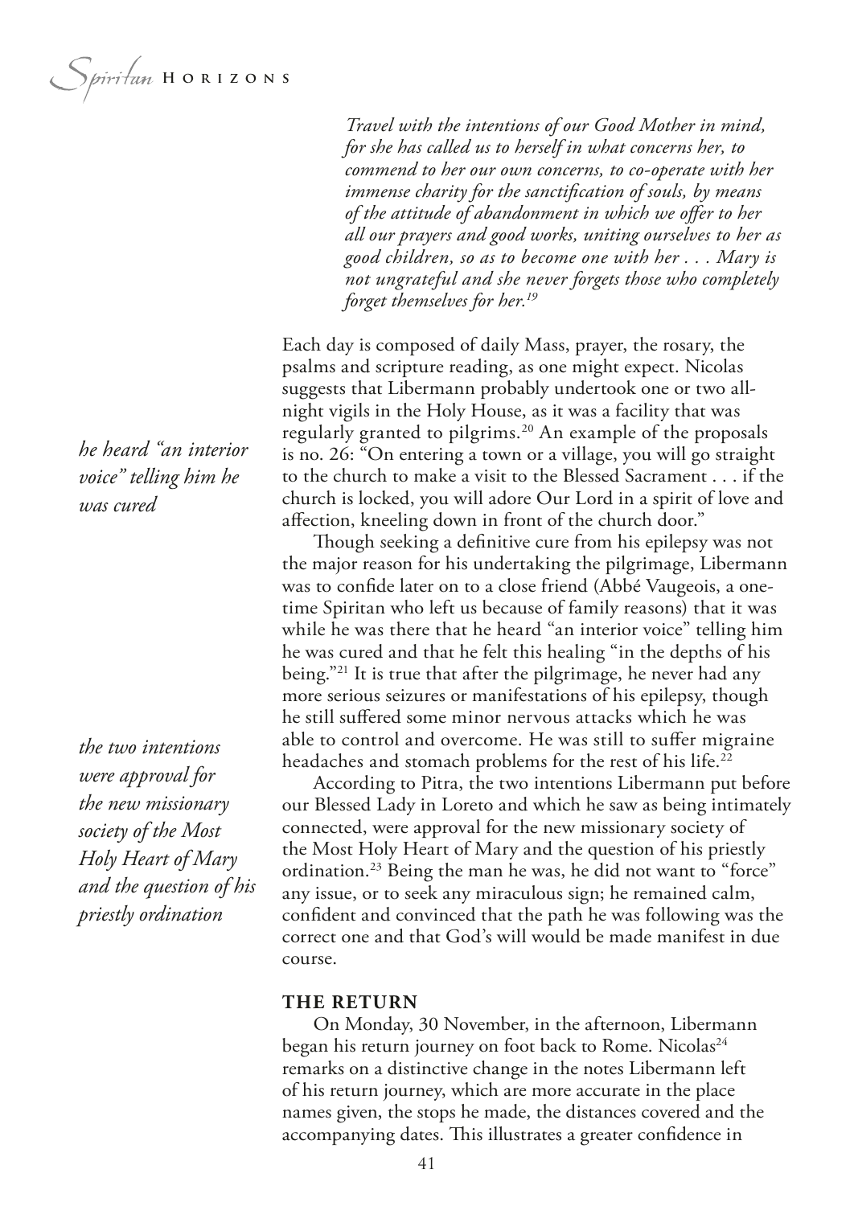*Travel with the intentions of our Good Mother in mind, for she has called us to herself in what concerns her, to commend to her our own concerns, to co-operate with her immense charity for the sanctification of souls, by means of the attitude of abandonment in which we offer to her all our prayers and good works, uniting ourselves to her as good children, so as to become one with her . . . Mary is not ungrateful and she never forgets those who completely forget themselves for her.*[19]

Each day is composed of daily Mass, prayer, the rosary, the psalms and scripture reading, as one might expect. Nicolas suggests that Libermann probably undertook one or two all-night vigils in the Holy House, as it was a facility that was regularly granted to pilgrims.[20] An example of the proposals is no. 26: "On entering a town or a village, you will go straight to the church to make a visit to the Blessed Sacrament . . . if the church is locked, you will adore Our Lord in a spirit of love and affection, kneeling down in front of the church door."

*he heard "an interior voice" telling him he was cured*

Though seeking a definitive cure from his epilepsy was not the major reason for his undertaking the pilgrimage, Libermann was to confide later on to a close friend (Abbé Vaugeois, a one-time Spiritan who left us because of family reasons) that it was while he was there that he heard "an interior voice" telling him he was cured and that he felt this healing "in the depths of his being."[21] It is true that after the pilgrimage, he never had any more serious seizures or manifestations of his epilepsy, though he still suffered some minor nervous attacks which he was able to control and overcome. He was still to suffer migraine headaches and stomach problems for the rest of his life.[22]

*the two intentions were approval for the new missionary society of the Most Holy Heart of Mary and the question of his priestly ordination*

According to Pitra, the two intentions Libermann put before our Blessed Lady in Loreto and which he saw as being intimately connected, were approval for the new missionary society of the Most Holy Heart of Mary and the question of his priestly ordination.[23] Being the man he was, he did not want to "force" any issue, or to seek any miraculous sign; he remained calm, confident and convinced that the path he was following was the correct one and that God's will would be made manifest in due course.

## THE RETURN

On Monday, 30 November, in the afternoon, Libermann began his return journey on foot back to Rome. Nicolas[24] remarks on a distinctive change in the notes Libermann left of his return journey, which are more accurate in the place names given, the stops he made, the distances covered and the accompanying dates. This illustrates a greater confidence in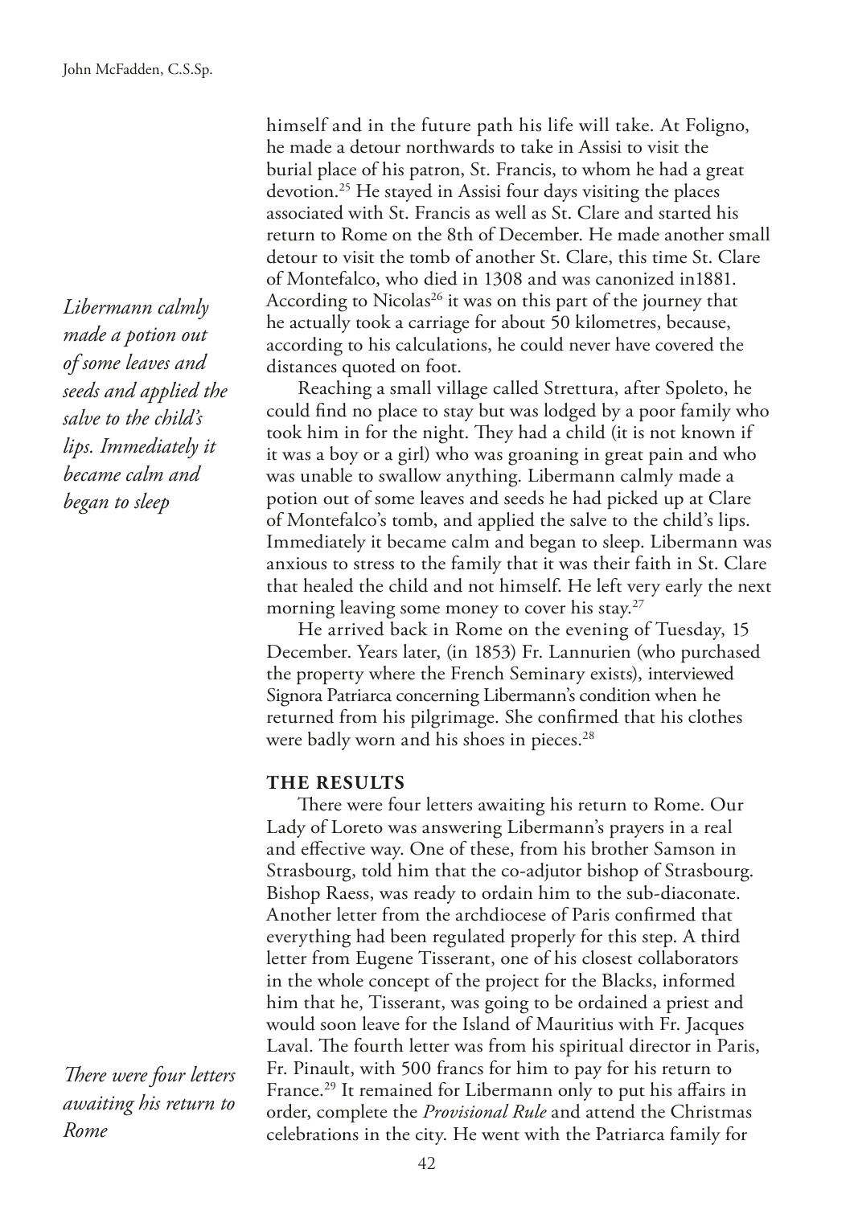himself and in the future path his life will take. At Foligno, he made a detour northwards to take in Assisi to visit the burial place of his patron, St. Francis, to whom he had a great devotion.[25] He stayed in Assisi four days visiting the places associated with St. Francis as well as St. Clare and started his return to Rome on the 8th of December. He made another small detour to visit the tomb of another St. Clare, this time St. Clare of Montefalco, who died in 1308 and was canonized in1881. According to Nicolas[26] it was on this part of the journey that he actually took a carriage for about 50 kilometres, because, according to his calculations, he could never have covered the distances quoted on foot.

*Libermann calmly made a potion out of some leaves and seeds and applied the salve to the child's lips. Immediately it became calm and began to sleep*

Reaching a small village called Strettura, after Spoleto, he could find no place to stay but was lodged by a poor family who took him in for the night. They had a child (it is not known if it was a boy or a girl) who was groaning in great pain and who was unable to swallow anything. Libermann calmly made a potion out of some leaves and seeds he had picked up at Clare of Montefalco's tomb, and applied the salve to the child's lips. Immediately it became calm and began to sleep. Libermann was anxious to stress to the family that it was their faith in St. Clare that healed the child and not himself. He left very early the next morning leaving some money to cover his stay.[27]

He arrived back in Rome on the evening of Tuesday, 15 December. Years later, (in 1853) Fr. Lannurien (who purchased the property where the French Seminary exists), interviewed Signora Patriarca concerning Libermann's condition when he returned from his pilgrimage. She confirmed that his clothes were badly worn and his shoes in pieces.[28]

## THE RESULTS

There were four letters awaiting his return to Rome. Our Lady of Loreto was answering Libermann's prayers in a real and effective way. One of these, from his brother Samson in Strasbourg, told him that the co-adjutor bishop of Strasbourg. Bishop Raess, was ready to ordain him to the sub-diaconate. Another letter from the archdiocese of Paris confirmed that everything had been regulated properly for this step. A third letter from Eugene Tisserant, one of his closest collaborators in the whole concept of the project for the Blacks, informed him that he, Tisserant, was going to be ordained a priest and would soon leave for the Island of Mauritius with Fr. Jacques Laval. The fourth letter was from his spiritual director in Paris, Fr. Pinault, with 500 francs for him to pay for his return to France.[29] It remained for Libermann only to put his affairs in order, complete the *Provisional Rule* and attend the Christmas celebrations in the city. He went with the Patriarca family for

*There were four letters awaiting his return to Rome*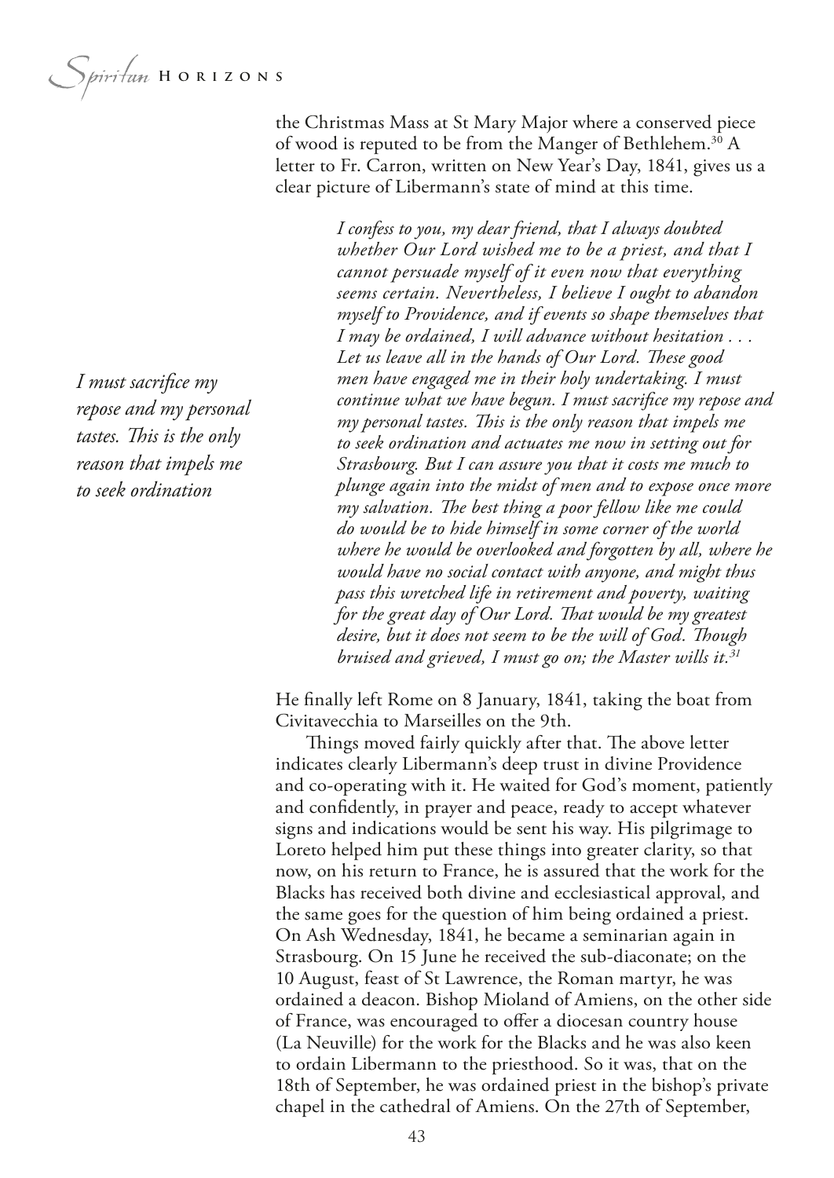the Christmas Mass at St Mary Major where a conserved piece of wood is reputed to be from the Manger of Bethlehem.[30] A letter to Fr. Carron, written on New Year's Day, 1841, gives us a clear picture of Libermann's state of mind at this time.

> *I confess to you, my dear friend, that I always doubted whether Our Lord wished me to be a priest, and that I cannot persuade myself of it even now that everything seems certain. Nevertheless, I believe I ought to abandon myself to Providence, and if events so shape themselves that I may be ordained, I will advance without hesitation . . . Let us leave all in the hands of Our Lord. These good men have engaged me in their holy undertaking. I must continue what we have begun. I must sacrifice my repose and my personal tastes. This is the only reason that impels me to seek ordination and actuates me now in setting out for Strasbourg. But I can assure you that it costs me much to plunge again into the midst of men and to expose once more my salvation. The best thing a poor fellow like me could do would be to hide himself in some corner of the world where he would be overlooked and forgotten by all, where he would have no social contact with anyone, and might thus pass this wretched life in retirement and poverty, waiting for the great day of Our Lord. That would be my greatest desire, but it does not seem to be the will of God. Though bruised and grieved, I must go on; the Master wills it.*[31]

*I must sacrifice my repose and my personal tastes. This is the only reason that impels me to seek ordination*

He finally left Rome on 8 January, 1841, taking the boat from Civitavecchia to Marseilles on the 9th.

Things moved fairly quickly after that. The above letter indicates clearly Libermann's deep trust in divine Providence and co-operating with it. He waited for God's moment, patiently and confidently, in prayer and peace, ready to accept whatever signs and indications would be sent his way. His pilgrimage to Loreto helped him put these things into greater clarity, so that now, on his return to France, he is assured that the work for the Blacks has received both divine and ecclesiastical approval, and the same goes for the question of him being ordained a priest. On Ash Wednesday, 1841, he became a seminarian again in Strasbourg. On 15 June he received the sub-diaconate; on the 10 August, feast of St Lawrence, the Roman martyr, he was ordained a deacon. Bishop Mioland of Amiens, on the other side of France, was encouraged to offer a diocesan country house (La Neuville) for the work for the Blacks and he was also keen to ordain Libermann to the priesthood. So it was, that on the 18th of September, he was ordained priest in the bishop's private chapel in the cathedral of Amiens. On the 27th of September,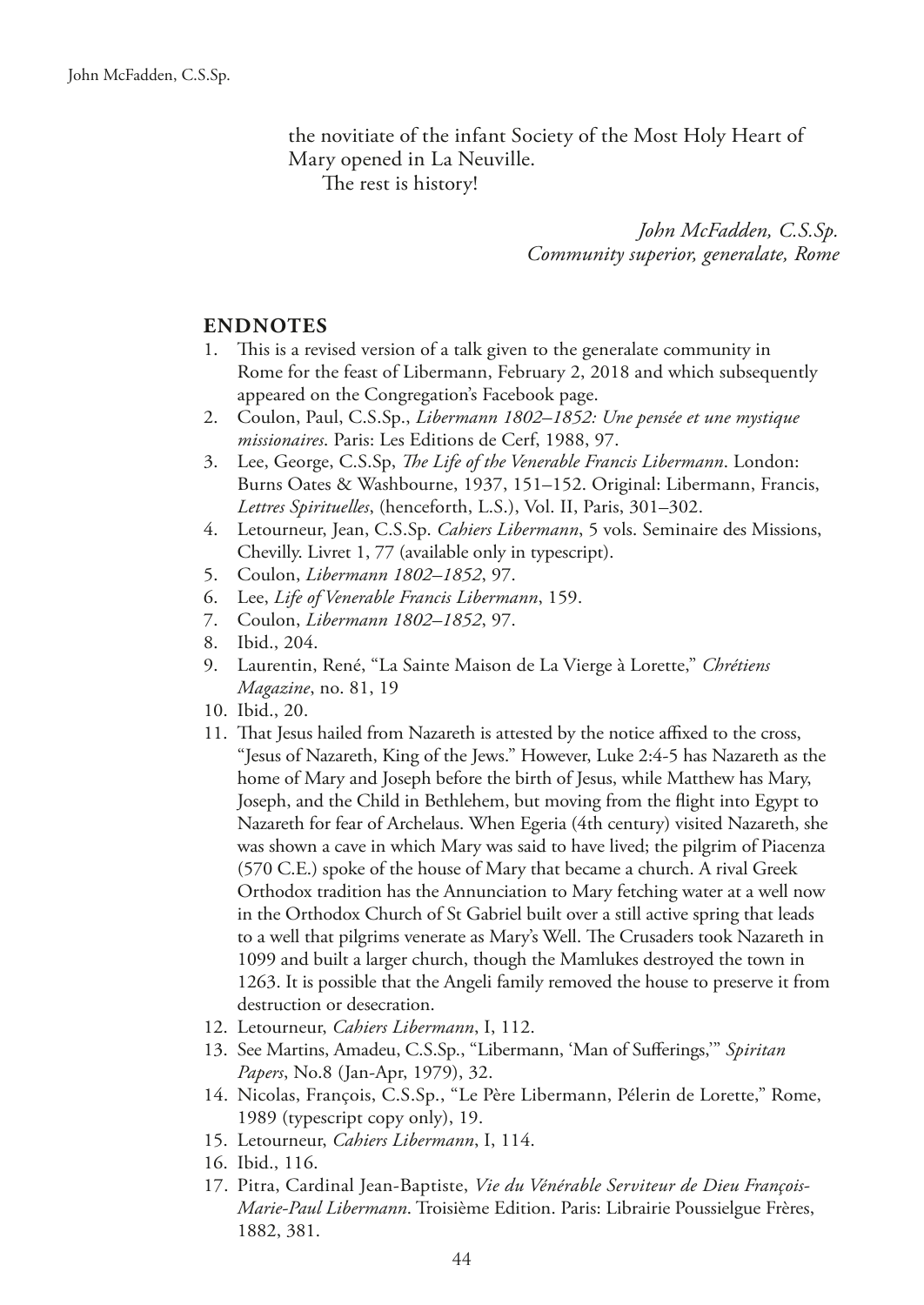the novitiate of the infant Society of the Most Holy Heart of Mary opened in La Neuville.

The rest is history!

*John McFadden, C.S.Sp.*
*Community superior, generalate, Rome*

## ENDNOTES

1. This is a revised version of a talk given to the generalate community in Rome for the feast of Libermann, February 2, 2018 and which subsequently appeared on the Congregation's Facebook page.
2. Coulon, Paul, C.S.Sp., *Libermann 1802–1852: Une pensée et une mystique missionaires*. Paris: Les Editions de Cerf, 1988, 97.
3. Lee, George, C.S.Sp, *The Life of the Venerable Francis Libermann*. London: Burns Oates & Washbourne, 1937, 151–152. Original: Libermann, Francis, *Lettres Spirituelles*, (henceforth, L.S.), Vol. II, Paris, 301–302.
4. Letourneur, Jean, C.S.Sp. *Cahiers Libermann*, 5 vols. Seminaire des Missions, Chevilly. Livret 1, 77 (available only in typescript).
5. Coulon, *Libermann 1802–1852*, 97.
6. Lee, *Life of Venerable Francis Libermann*, 159.
7. Coulon, *Libermann 1802–1852*, 97.
8. Ibid., 204.
9. Laurentin, René, "La Sainte Maison de La Vierge à Lorette," *Chrétiens Magazine*, no. 81, 19
10. Ibid., 20.
11. That Jesus hailed from Nazareth is attested by the notice affixed to the cross, "Jesus of Nazareth, King of the Jews." However, Luke 2:4-5 has Nazareth as the home of Mary and Joseph before the birth of Jesus, while Matthew has Mary, Joseph, and the Child in Bethlehem, but moving from the flight into Egypt to Nazareth for fear of Archelaus. When Egeria (4th century) visited Nazareth, she was shown a cave in which Mary was said to have lived; the pilgrim of Piacenza (570 C.E.) spoke of the house of Mary that became a church. A rival Greek Orthodox tradition has the Annunciation to Mary fetching water at a well now in the Orthodox Church of St Gabriel built over a still active spring that leads to a well that pilgrims venerate as Mary's Well. The Crusaders took Nazareth in 1099 and built a larger church, though the Mamlukes destroyed the town in 1263. It is possible that the Angeli family removed the house to preserve it from destruction or desecration.
12. Letourneur, *Cahiers Libermann*, I, 112.
13. See Martins, Amadeu, C.S.Sp., "Libermann, 'Man of Sufferings,'" *Spiritan Papers*, No.8 (Jan-Apr, 1979), 32.
14. Nicolas, François, C.S.Sp., "Le Père Libermann, Pélerin de Lorette," Rome, 1989 (typescript copy only), 19.
15. Letourneur, *Cahiers Libermann*, I, 114.
16. Ibid., 116.
17. Pitra, Cardinal Jean-Baptiste, *Vie du Vénérable Serviteur de Dieu François-Marie-Paul Libermann*. Troisième Edition. Paris: Librairie Poussielgue Frères, 1882, 381.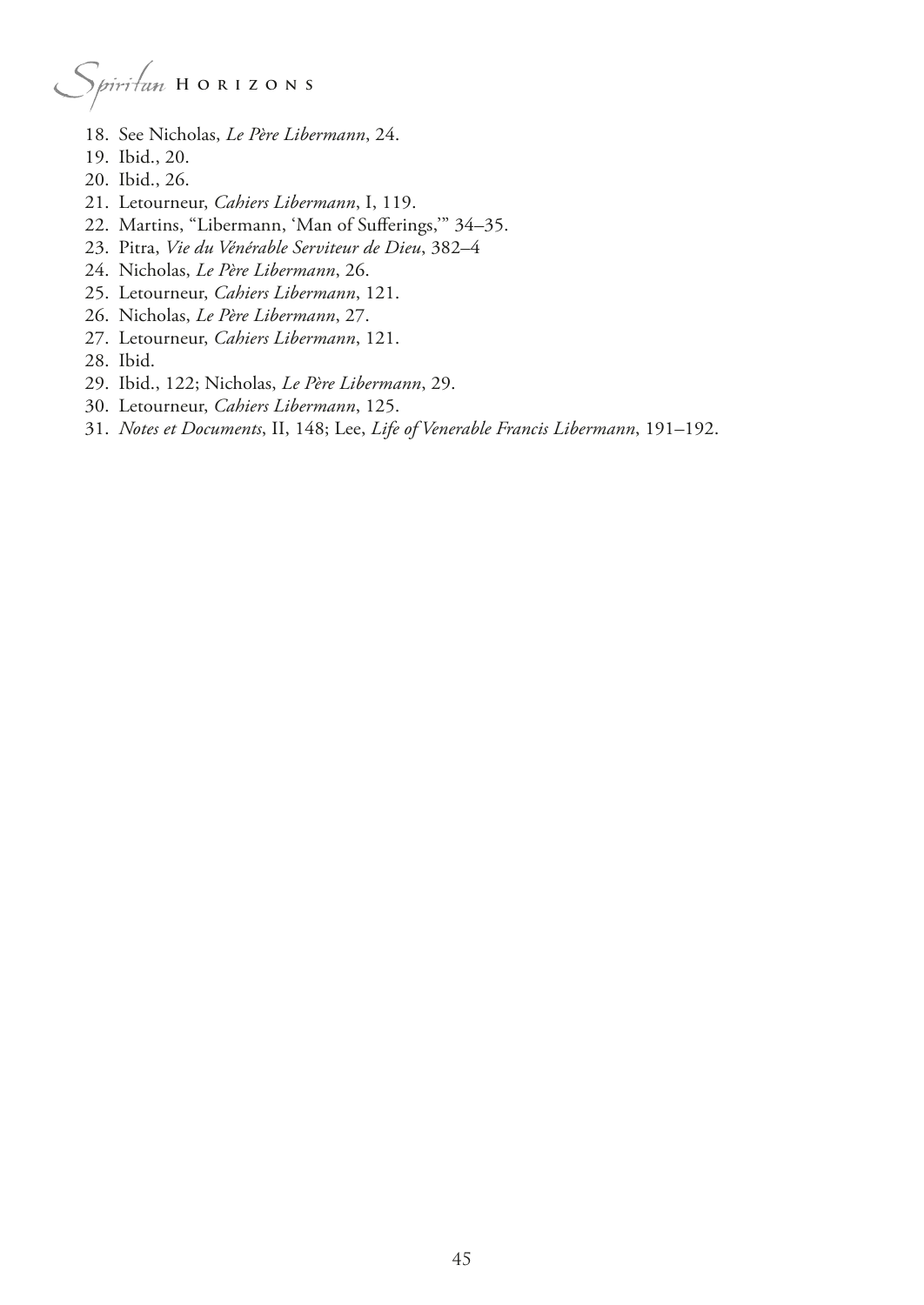18. See Nicholas, *Le Père Libermann*, 24.
19. Ibid., 20.
20. Ibid., 26.
21. Letourneur, *Cahiers Libermann*, I, 119.
22. Martins, "Libermann, 'Man of Sufferings,'" 34–35.
23. Pitra, *Vie du Vénérable Serviteur de Dieu*, 382–4
24. Nicholas, *Le Père Libermann*, 26.
25. Letourneur, *Cahiers Libermann*, 121.
26. Nicholas, *Le Père Libermann*, 27.
27. Letourneur, *Cahiers Libermann*, 121.
28. Ibid.
29. Ibid., 122; Nicholas, *Le Père Libermann*, 29.
30. Letourneur, *Cahiers Libermann*, 125.
31. *Notes et Documents*, II, 148; Lee, *Life of Venerable Francis Libermann*, 191–192.